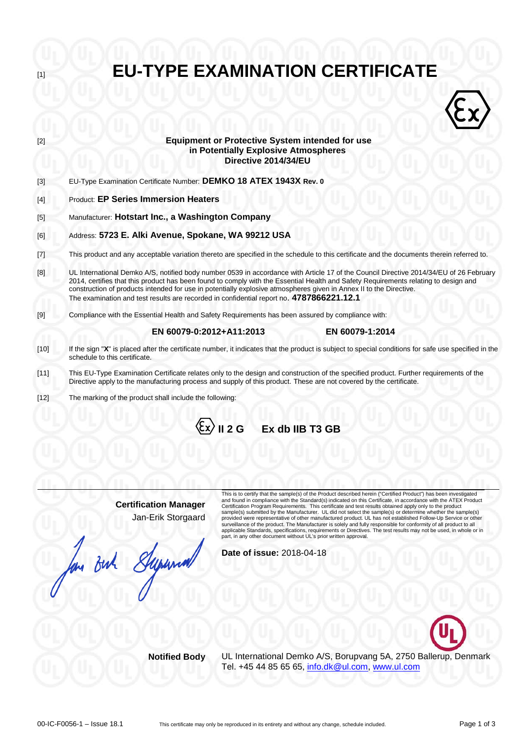[1]

# EU-TYPE EXAMINATION CERTIFICATE

[2]

**Equipment or Protective System intended for use in Potentially Explosive Atmospheres Directive 2014/34/EU**

[3] EU-Type Examination Certificate Number: **DEMKO 18 ATEX 1943X Rev. 0**

[4] Product: **EP Series Immersion Heaters**

[5] Manufacturer: **Hotstart Inc., a Washington Company**

[6] Address: **5723 E. Alki Avenue, Spokane, WA 99212 USA**

[7] This product and any acceptable variation thereto are specified in the schedule to this certificate and the documents therein referred to.

[8] UL International Demko A/S, notified body number 0539 in accordance with Article 17 of the Council Directive 2014/34/EU of 26 February 2014, certifies that this product has been found to comply with the Essential Health and Safety Requirements relating to design and construction of products intended for use in potentially explosive atmospheres given in Annex II to the Directive.
The examination and test results are recorded in confidential report no. **4787866221.12.1**

[9] Compliance with the Essential Health and Safety Requirements has been assured by compliance with:

**EN 60079-0:2012+A11:2013** **EN 60079-1:2014**

[10] If the sign "**X**" is placed after the certificate number, it indicates that the product is subject to special conditions for safe use specified in the schedule to this certificate.

[11] This EU-Type Examination Certificate relates only to the design and construction of the specified product. Further requirements of the Directive apply to the manufacturing process and supply of this product. These are not covered by the certificate.

[12] The marking of the product shall include the following:

**Ex II 2 G Ex db IIB T3 GB**

**Certification Manager**
Jan-Erik Storgaard

This is to certify that the sample(s) of the Product described herein ("Certified Product") has been investigated and found in compliance with the Standard(s) indicated on this Certificate, in accordance with the ATEX Product Certification Program Requirements. This certificate and test results obtained apply only to the product sample(s) submitted by the Manufacturer. UL did not select the sample(s) or determine whether the sample(s) provided were representative of other manufactured product. UL has not established Follow-Up Service or other surveillance of the product. The Manufacturer is solely and fully responsible for conformity of all product to all applicable Standards, specifications, requirements or Directives. The test results may not be used, in whole or in part, in any other document without UL's prior written approval.

**Date of issue:** 2018-04-18

**Notified Body** UL International Demko A/S, Borupvang 5A, 2750 Ballerup, Denmark
Tel. +45 44 85 65 65, info.dk@ul.com, www.ul.com

00-IC-F0056-1 – Issue 18.1

This certificate may only be reproduced in its entirety and without any change, schedule included.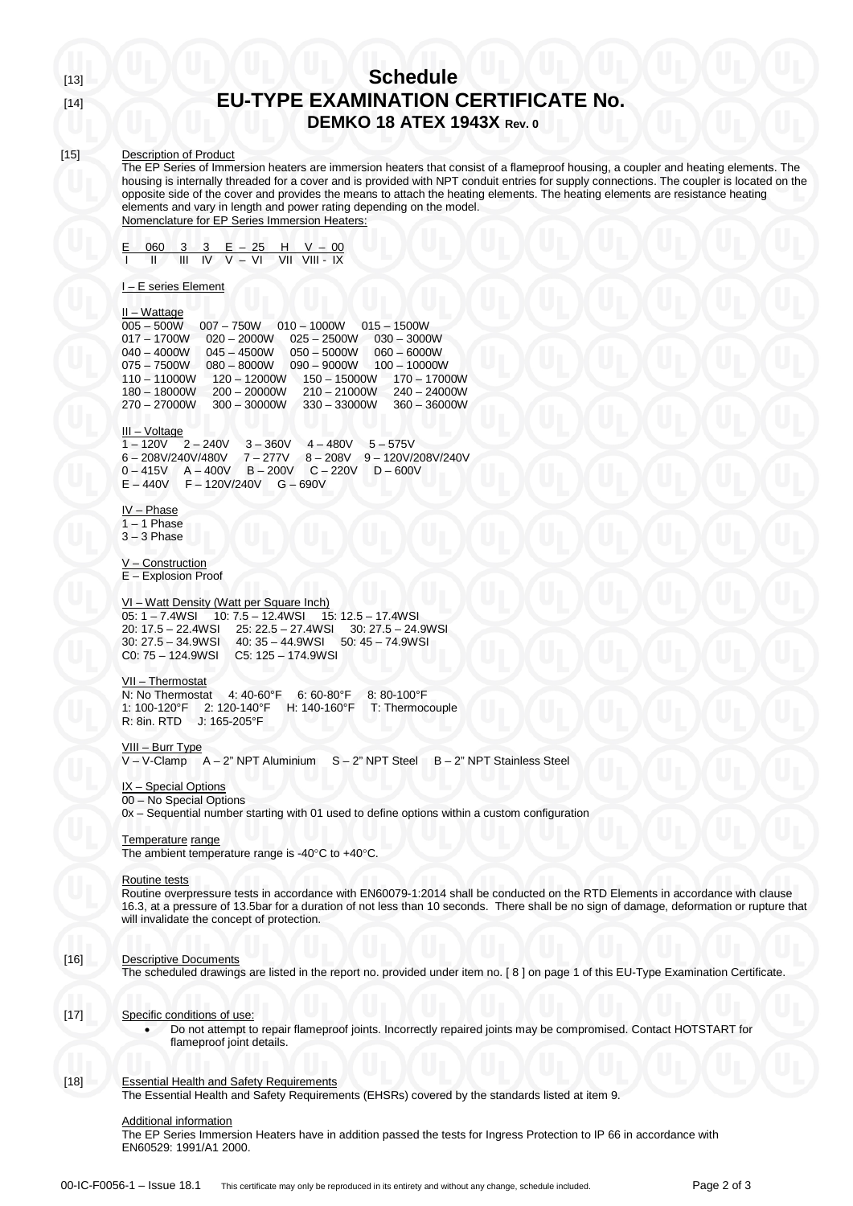[13] 
# Schedule

[14] 
# EU-TYPE EXAMINATION CERTIFICATE No.

## DEMKO 18 ATEX 1943X Rev. 0

[15] Description of Product

The EP Series of Immersion heaters are immersion heaters that consist of a flameproof housing, a coupler and heating elements. The housing is internally threaded for a cover and is provided with NPT conduit entries for supply connections. The coupler is located on the opposite side of the cover and provides the means to attach the heating elements. The heating elements are resistance heating elements and vary in length and power rating depending on the model.

Nomenclature for EP Series Immersion Heaters:

| E | 060 | 3 | 3 | E – | 25 | H | V – | 00 |
|---|---|---|---|---|---|---|---|---|
| I | II | III | IV | V – | VI | VII | VIII - | IX |

I – E series Element

II – Wattage

005 – 500W 007 – 750W 010 – 1000W 015 – 1500W
017 – 1700W 020 – 2000W 025 – 2500W 030 – 3000W
040 – 4000W 045 – 4500W 050 – 5000W 060 – 6000W
075 – 7500W 080 – 8000W 090 – 9000W 100 – 10000W
110 – 11000W 120 – 12000W 150 – 15000W 170 – 17000W
180 – 18000W 200 – 20000W 210 – 21000W 240 – 24000W
270 – 27000W 300 – 30000W 330 – 33000W 360 – 36000W

III – Voltage

1 – 120V 2 – 240V 3 – 360V 4 – 480V 5 – 575V
6 – 208V/240V/480V 7 – 277V 8 – 208V 9 – 120V/208V/240V
0 – 415V A – 400V B – 200V C – 220V D – 600V
E – 440V F – 120V/240V G – 690V

IV – Phase

1 – 1 Phase
3 – 3 Phase

V – Construction

E – Explosion Proof

VI – Watt Density (Watt per Square Inch)

05: 1 – 7.4WSI 10: 7.5 – 12.4WSI 15: 12.5 – 17.4WSI
20: 17.5 – 22.4WSI 25: 22.5 – 27.4WSI 30: 27.5 – 24.9WSI
30: 27.5 – 34.9WSI 40: 35 – 44.9WSI 50: 45 – 74.9WSI
C0: 75 – 124.9WSI C5: 125 – 174.9WSI

VII – Thermostat

N: No Thermostat 4: 40-60°F 6: 60-80°F 8: 80-100°F
1: 100-120°F 2: 120-140°F H: 140-160°F T: Thermocouple
R: 8in. RTD J: 165-205°F

VIII – Burr Type

V – V-Clamp A – 2" NPT Aluminium S – 2" NPT Steel B – 2" NPT Stainless Steel

IX – Special Options

00 – No Special Options
0x – Sequential number starting with 01 used to define options within a custom configuration

Temperature range

The ambient temperature range is -40°C to +40°C.

Routine tests

Routine overpressure tests in accordance with EN60079-1:2014 shall be conducted on the RTD Elements in accordance with clause 16.3, at a pressure of 13.5bar for a duration of not less than 10 seconds. There shall be no sign of damage, deformation or rupture that will invalidate the concept of protection.

[16] Descriptive Documents

The scheduled drawings are listed in the report no. provided under item no. [ 8 ] on page 1 of this EU-Type Examination Certificate.

[17] Specific conditions of use:

- Do not attempt to repair flameproof joints. Incorrectly repaired joints may be compromised. Contact HOTSTART for flameproof joint details.

[18] Essential Health and Safety Requirements

The Essential Health and Safety Requirements (EHSRs) covered by the standards listed at item 9.

Additional information

The EP Series Immersion Heaters have in addition passed the tests for Ingress Protection to IP 66 in accordance with EN60529: 1991/A1 2000.

00-IC-F0056-1 – Issue 18.1 This certificate may only be reproduced in its entirety and without any change, schedule included.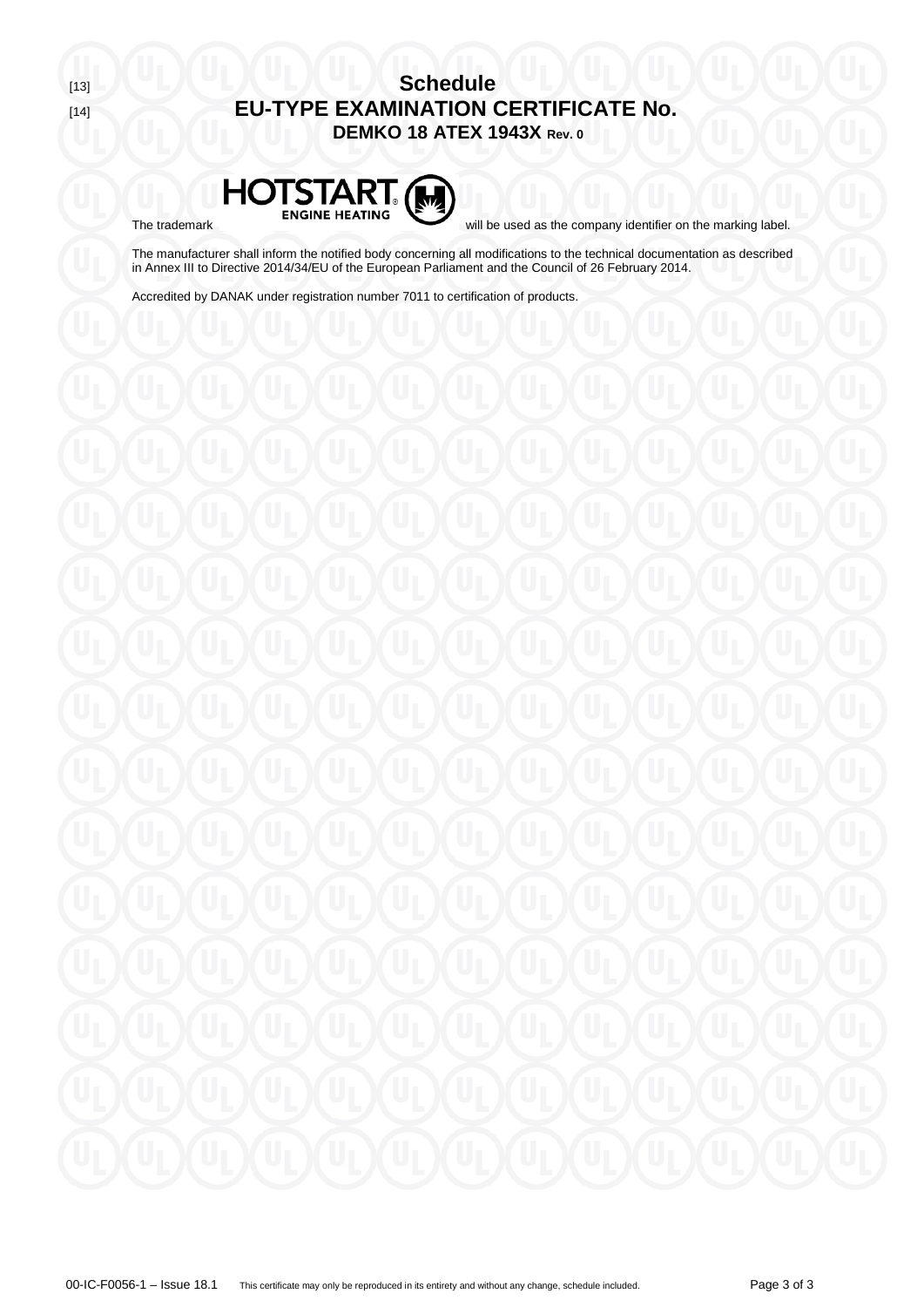[13] **Schedule**

[14] **EU-TYPE EXAMINATION CERTIFICATE No.**

**DEMKO 18 ATEX 1943X Rev. 0**

The trademark HOTSTART® ENGINE HEATING will be used as the company identifier on the marking label.

The manufacturer shall inform the notified body concerning all modifications to the technical documentation as described in Annex III to Directive 2014/34/EU of the European Parliament and the Council of 26 February 2014.

Accredited by DANAK under registration number 7011 to certification of products.

00-IC-F0056-1 – Issue 18.1 This certificate may only be reproduced in its entirety and without any change, schedule included.